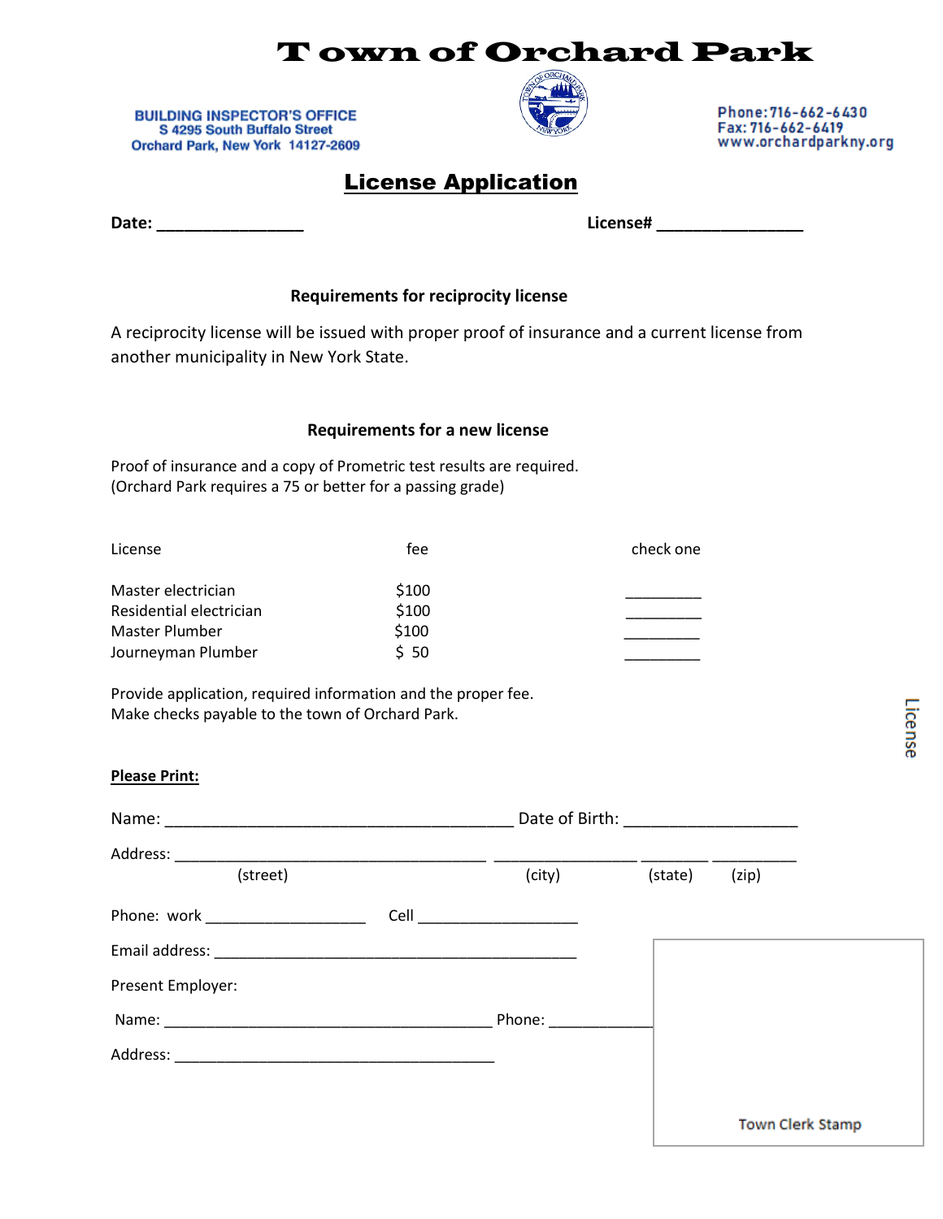# Town of Orchard Park

**BUILDING INSPECTOR'S OFFICE**
**S 4295 South Buffalo Street**
**Orchard Park, New York 14127-2609**

Phone: 716-662-6430
Fax: 716-662-6419
www.orchardparkny.org

## License Application

**Date:** ________________ **License#** ________________

### Requirements for reciprocity license

A reciprocity license will be issued with proper proof of insurance and a current license from another municipality in New York State.

### Requirements for a new license

Proof of insurance and a copy of Prometric test results are required.
(Orchard Park requires a 75 or better for a passing grade)

| License | fee | check one |
|---|---|---|
| Master electrician | $100 | _________ |
| Residential electrician | $100 | _________ |
| Master Plumber | $100 | _________ |
| Journeyman Plumber | $ 50 | _________ |

Provide application, required information and the proper fee.
Make checks payable to the town of Orchard Park.

**Please Print:**

Name: ______________________________________ Date of Birth: ___________________

Address: __________________________________ ________________ _______ _________
(street) (city) (state) (zip)

Phone: work __________________ Cell __________________

Email address: ________________________________________

Present Employer:

Name: ____________________________________ Phone: ___________

Address: ___________________________________

Town Clerk Stamp

License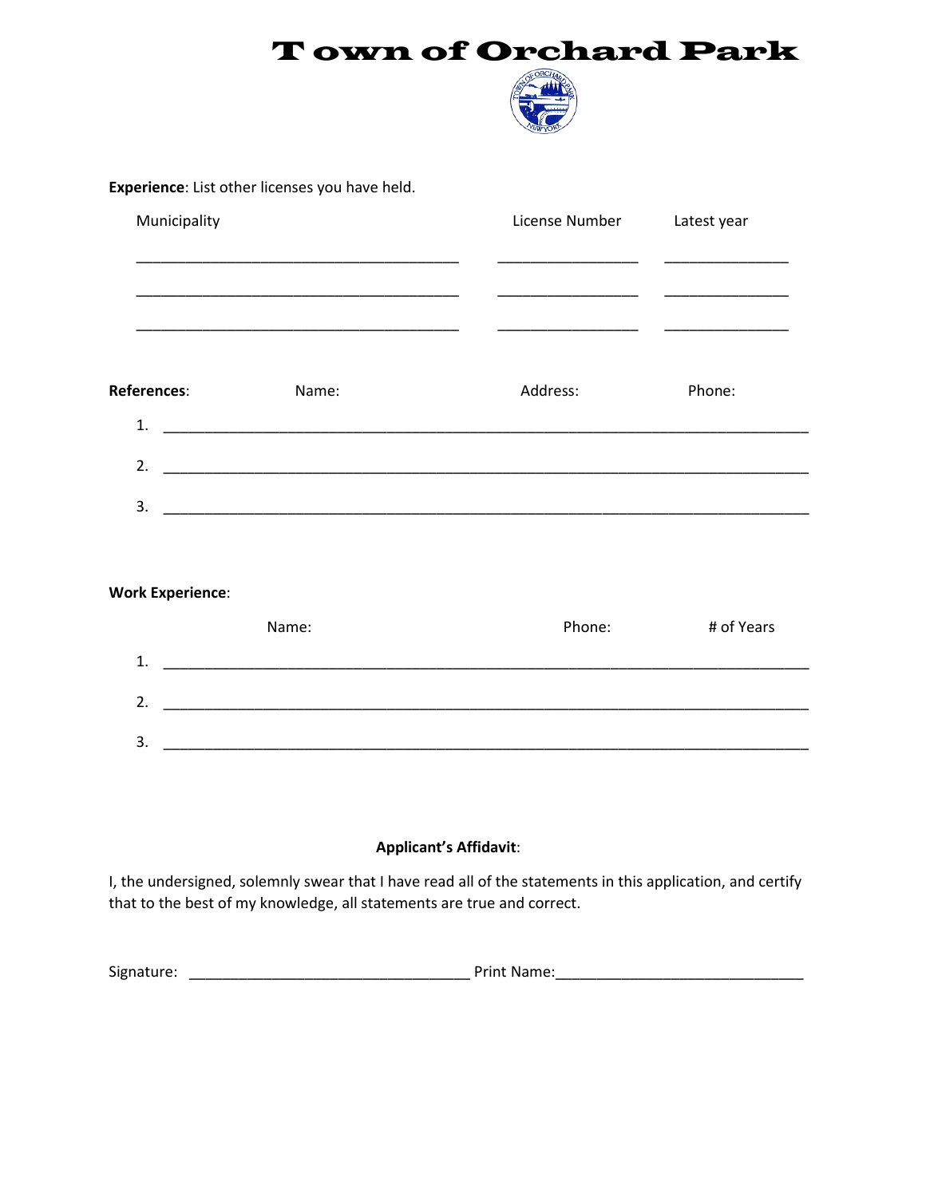# Town of Orchard Park

**Experience**: List other licenses you have held.

| Municipality | License Number | Latest year |
|---|---|---|
| | | |
| | | |
| | | |

**References**: Name: Address: Phone:

1. ______________________________________________
2. ______________________________________________
3. ______________________________________________

**Work Experience**:

Name: Phone: # of Years

1. ______________________________________________
2. ______________________________________________
3. ______________________________________________

**Applicant's Affidavit**:

I, the undersigned, solemnly swear that I have read all of the statements in this application, and certify that to the best of my knowledge, all statements are true and correct.

Signature: ______________________ Print Name: ______________________